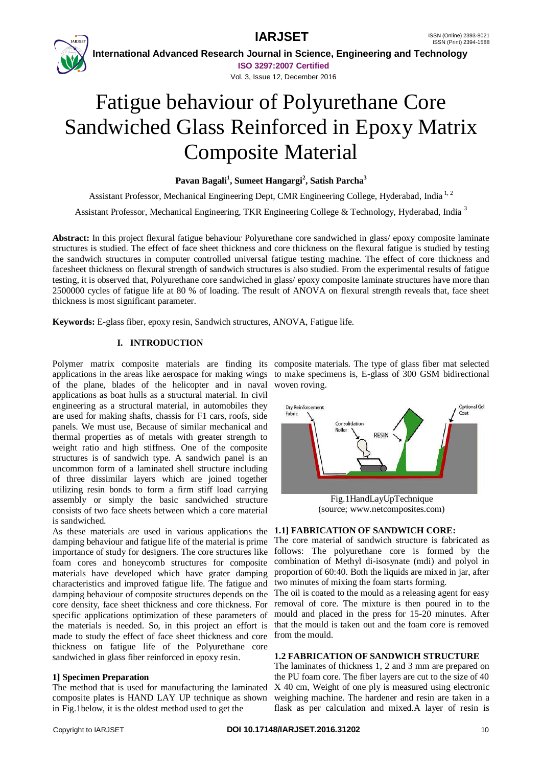# Fatigue behaviour of Polyurethane Core Sandwiched Glass Reinforced in Epoxy Matrix Composite Material

**Pavan Bagali[1], Sumeet Hangargi[2], Satish Parcha[3]**

Assistant Professor, Mechanical Engineering Dept, CMR Engineering College, Hyderabad, India [1, 2]

Assistant Professor, Mechanical Engineering, TKR Engineering College & Technology, Hyderabad, India [3]

**Abstract:** In this project flexural fatigue behaviour Polyurethane core sandwiched in glass/ epoxy composite laminate structures is studied. The effect of face sheet thickness and core thickness on the flexural fatigue is studied by testing the sandwich structures in computer controlled universal fatigue testing machine. The effect of core thickness and facesheet thickness on flexural strength of sandwich structures is also studied. From the experimental results of fatigue testing, it is observed that, Polyurethane core sandwiched in glass/ epoxy composite laminate structures have more than 2500000 cycles of fatigue life at 80 % of loading. The result of ANOVA on flexural strength reveals that, face sheet thickness is most significant parameter.

**Keywords:** E-glass fiber, epoxy resin, Sandwich structures, ANOVA, Fatigue life.

## I. INTRODUCTION

Polymer matrix composite materials are finding its applications in the areas like aerospace for making wings of the plane, blades of the helicopter and in naval applications as boat hulls as a structural material. In civil engineering as a structural material, in automobiles they are used for making shafts, chassis for F1 cars, roofs, side panels. We must use, Because of similar mechanical and thermal properties as of metals with greater strength to weight ratio and high stiffness. One of the composite structures is of sandwich type. A sandwich panel is an uncommon form of a laminated shell structure including of three dissimilar layers which are joined together utilizing resin bonds to form a firm stiff load carrying assembly or simply the basic sandwiched structure consists of two face sheets between which a core material is sandwiched.

As these materials are used in various applications the damping behaviour and fatigue life of the material is prime importance of study for designers. The core structures like foam cores and honeycomb structures for composite materials have developed which have grater damping characteristics and improved fatigue life. The fatigue and damping behaviour of composite structures depends on the core density, face sheet thickness and core thickness. For specific applications optimization of these parameters of the materials is needed. So, in this project an effort is made to study the effect of face sheet thickness and core thickness on fatigue life of the Polyurethane core sandwiched in glass fiber reinforced in epoxy resin.

### 1] Specimen Preparation

The method that is used for manufacturing the laminated composite plates is HAND LAY UP technique as shown in Fig.1below, it is the oldest method used to get the composite materials. The type of glass fiber mat selected to make specimens is, E-glass of 300 GSM bidirectional woven roving.

Fig.1HandLayUpTechnique
(source; www.netcomposites.com)

### 1.1] FABRICATION OF SANDWICH CORE:

The core material of sandwich structure is fabricated as follows: The polyurethane core is formed by the combination of Methyl di-isosynate (mdi) and polyol in proportion of 60:40. Both the liquids are mixed in jar, after two minutes of mixing the foam starts forming.

The oil is coated to the mould as a releasing agent for easy removal of core. The mixture is then poured in to the mould and placed in the press for 15-20 minutes. After that the mould is taken out and the foam core is removed from the mould.

### 1.2 FABRICATION OF SANDWICH STRUCTURE

The laminates of thickness 1, 2 and 3 mm are prepared on the PU foam core. The fiber layers are cut to the size of 40 X 40 cm, Weight of one ply is measured using electronic weighing machine. The hardener and resin are taken in a flask as per calculation and mixed.A layer of resin is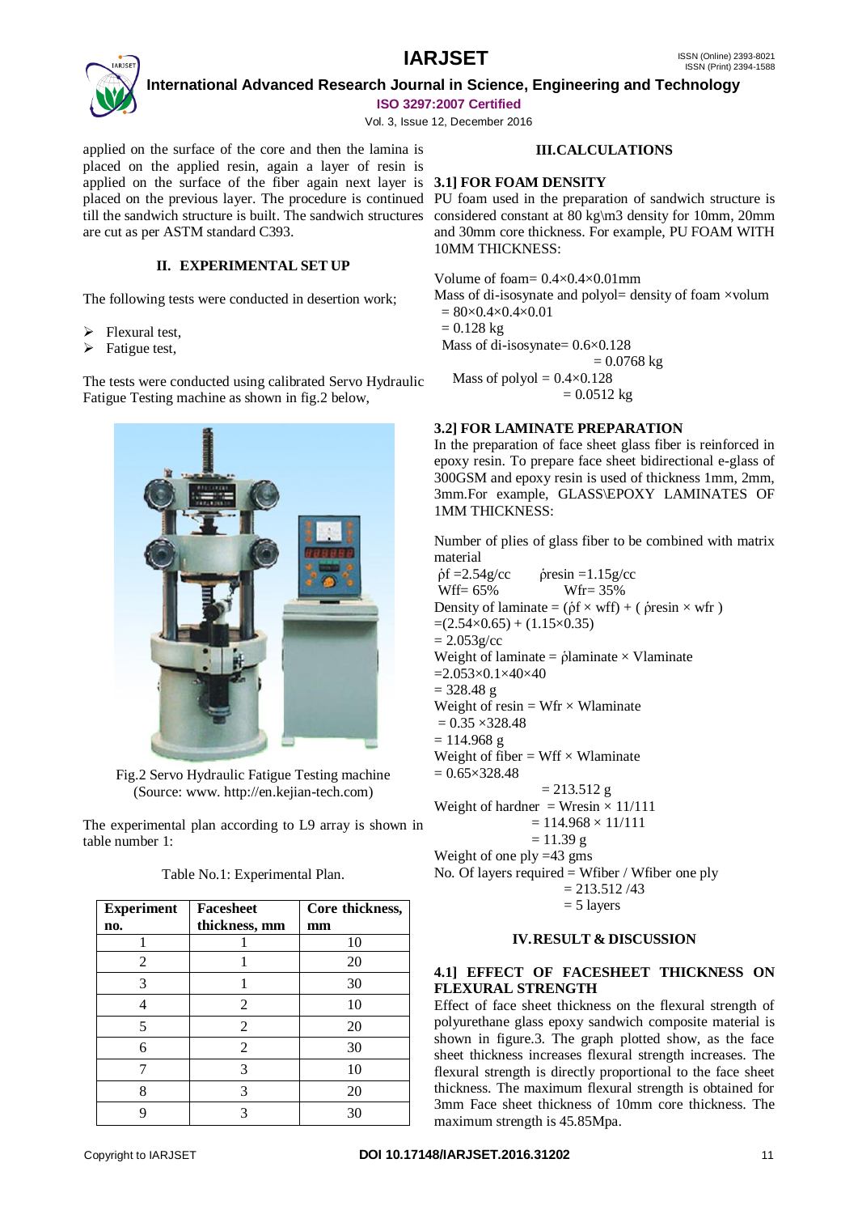applied on the surface of the core and then the lamina is placed on the applied resin, again a layer of resin is applied on the surface of the fiber again next layer is placed on the previous layer. The procedure is continued till the sandwich structure is built. The sandwich structures are cut as per ASTM standard C393.

## II. EXPERIMENTAL SET UP

The following tests were conducted in desertion work;

- Flexural test,
- Fatigue test,

The tests were conducted using calibrated Servo Hydraulic Fatigue Testing machine as shown in fig.2 below,

Fig.2 Servo Hydraulic Fatigue Testing machine (Source: www. http://en.kejian-tech.com)

The experimental plan according to L9 array is shown in table number 1:

Table No.1: Experimental Plan.

| Experiment no. | Facesheet thickness, mm | Core thickness, mm |
|---|---|---|
| 1 | 1 | 10 |
| 2 | 1 | 20 |
| 3 | 1 | 30 |
| 4 | 2 | 10 |
| 5 | 2 | 20 |
| 6 | 2 | 30 |
| 7 | 3 | 10 |
| 8 | 3 | 20 |
| 9 | 3 | 30 |

## III.CALCULATIONS

### 3.1] FOR FOAM DENSITY

PU foam used in the preparation of sandwich structure is considered constant at 80 kg\m3 density for 10mm, 20mm and 30mm core thickness. For example, PU FOAM WITH 10MM THICKNESS:

Volume of foam= $0.4\times0.4\times0.01$mm

Mass of di-isosynate and polyol= density of foam ×volum

$= 80\times0.4\times0.4\times0.01$

$= 0.128$ kg

Mass of di-isosynate= $0.6\times0.128$

$= 0.0768$ kg

Mass of polyol = $0.4\times0.128$

$= 0.0512$ kg

### 3.2] FOR LAMINATE PREPARATION

In the preparation of face sheet glass fiber is reinforced in epoxy resin. To prepare face sheet bidirectional e-glass of 300GSM and epoxy resin is used of thickness 1mm, 2mm, 3mm.For example, GLASS\EPOXY LAMINATES OF 1MM THICKNESS:

Number of plies of glass fiber to be combined with matrix material

$\rho f = 2.54$g/cc $\rho resin = 1.15$g/cc

Wff= 65% Wfr= 35%

Density of laminate = ($\rho f \times$ wff) + ( $\rho resin \times$ wfr )

$= (2.54\times0.65) + (1.15\times0.35)$

$= 2.053$g/cc

Weight of laminate = $\rho laminate \times$ Vlaminate

$= 2.053\times0.1\times40\times40$

$= 328.48$ g

Weight of resin = Wfr × Wlaminate

$= 0.35 \times 328.48$

$= 114.968$ g

Weight of fiber = Wff × Wlaminate

$= 0.65\times328.48$

$= 213.512$ g

Weight of hardner = Wresin × 11/111

$= 114.968 \times 11/111$

$= 11.39$ g

Weight of one ply =43 gms

No. Of layers required = Wfiber / Wfiber one ply

$= 213.512 /43$

$= 5$ layers

## IV.RESULT & DISCUSSION

### 4.1] EFFECT OF FACESHEET THICKNESS ON FLEXURAL STRENGTH

Effect of face sheet thickness on the flexural strength of polyurethane glass epoxy sandwich composite material is shown in figure.3. The graph plotted show, as the face sheet thickness increases flexural strength increases. The flexural strength is directly proportional to the face sheet thickness. The maximum flexural strength is obtained for 3mm Face sheet thickness of 10mm core thickness. The maximum strength is 45.85Mpa.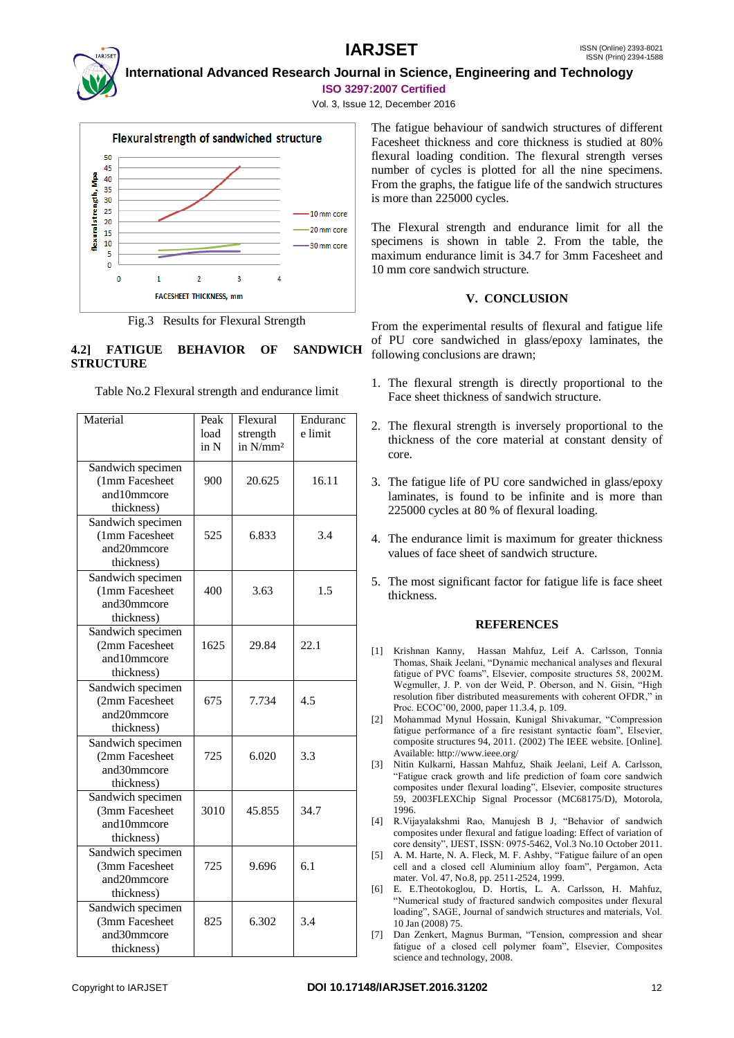Fig.3 Results for Flexural Strength

### 4.2] FATIGUE BEHAVIOR OF SANDWICH STRUCTURE

Table No.2 Flexural strength and endurance limit

| Material | Peak load in N | Flexural strength in N/mm² | Endurance limit |
|---|---|---|---|
| Sandwich specimen (1mm Facesheet and10mmcore thickness) | 900 | 20.625 | 16.11 |
| Sandwich specimen (1mm Facesheet and20mmcore thickness) | 525 | 6.833 | 3.4 |
| Sandwich specimen (1mm Facesheet and30mmcore thickness) | 400 | 3.63 | 1.5 |
| Sandwich specimen (2mm Facesheet and10mmcore thickness) | 1625 | 29.84 | 22.1 |
| Sandwich specimen (2mm Facesheet and20mmcore thickness) | 675 | 7.734 | 4.5 |
| Sandwich specimen (2mm Facesheet and30mmcore thickness) | 725 | 6.020 | 3.3 |
| Sandwich specimen (3mm Facesheet and10mmcore thickness) | 3010 | 45.855 | 34.7 |
| Sandwich specimen (3mm Facesheet and20mmcore thickness) | 725 | 9.696 | 6.1 |
| Sandwich specimen (3mm Facesheet and30mmcore thickness) | 825 | 6.302 | 3.4 |

The fatigue behaviour of sandwich structures of different Facesheet thickness and core thickness is studied at 80% flexural loading condition. The flexural strength verses number of cycles is plotted for all the nine specimens. From the graphs, the fatigue life of the sandwich structures is more than 225000 cycles.

The Flexural strength and endurance limit for all the specimens is shown in table 2. From the table, the maximum endurance limit is 34.7 for 3mm Facesheet and 10 mm core sandwich structure.

## V. CONCLUSION

From the experimental results of flexural and fatigue life of PU core sandwiched in glass/epoxy laminates, the following conclusions are drawn;

1. The flexural strength is directly proportional to the Face sheet thickness of sandwich structure.
2. The flexural strength is inversely proportional to the thickness of the core material at constant density of core.
3. The fatigue life of PU core sandwiched in glass/epoxy laminates, is found to be infinite and is more than 225000 cycles at 80 % of flexural loading.
4. The endurance limit is maximum for greater thickness values of face sheet of sandwich structure.
5. The most significant factor for fatigue life is face sheet thickness.

## REFERENCES

[1] Krishnan Kanny, Hassan Mahfuz, Leif A. Carlsson, Tonnia Thomas, Shaik Jeelani, "Dynamic mechanical analyses and flexural fatigue of PVC foams", Elsevier, composite structures 58, 2002M. Wegmuller, J. P. von der Weid, P. Oberson, and N. Gisin, "High resolution fiber distributed measurements with coherent OFDR," in Proc. ECOC'00, 2000, paper 11.3.4, p. 109.

[2] Mohammad Mynul Hossain, Kunigal Shivakumar, "Compression fatigue performance of a fire resistant syntactic foam", Elsevier, composite structures 94, 2011. (2002) The IEEE website. [Online]. Available: http://www.ieee.org/

[3] Nitin Kulkarni, Hassan Mahfuz, Shaik Jeelani, Leif A. Carlsson, "Fatigue crack growth and life prediction of foam core sandwich composites under flexural loading", Elsevier, composite structures 59, 2003FLEXChip Signal Processor (MC68175/D), Motorola, 1996.

[4] R.Vijayalakshmi Rao, Manujesh B J, "Behavior of sandwich composites under flexural and fatigue loading: Effect of variation of core density", IJEST, ISSN: 0975-5462, Vol.3 No.10 October 2011.

[5] A. M. Harte, N. A. Fleck, M. F. Ashby, "Fatigue failure of an open cell and a closed cell Aluminium alloy foam", Pergamon, Acta mater. Vol. 47, No.8, pp. 2511-2524, 1999.

[6] E. E.Theotokoglou, D. Hortis, L. A. Carlsson, H. Mahfuz, "Numerical study of fractured sandwich composites under flexural loading", SAGE, Journal of sandwich structures and materials, Vol. 10 Jan (2008) 75.

[7] Dan Zenkert, Magnus Burman, "Tension, compression and shear fatigue of a closed cell polymer foam", Elsevier, Composites science and technology, 2008.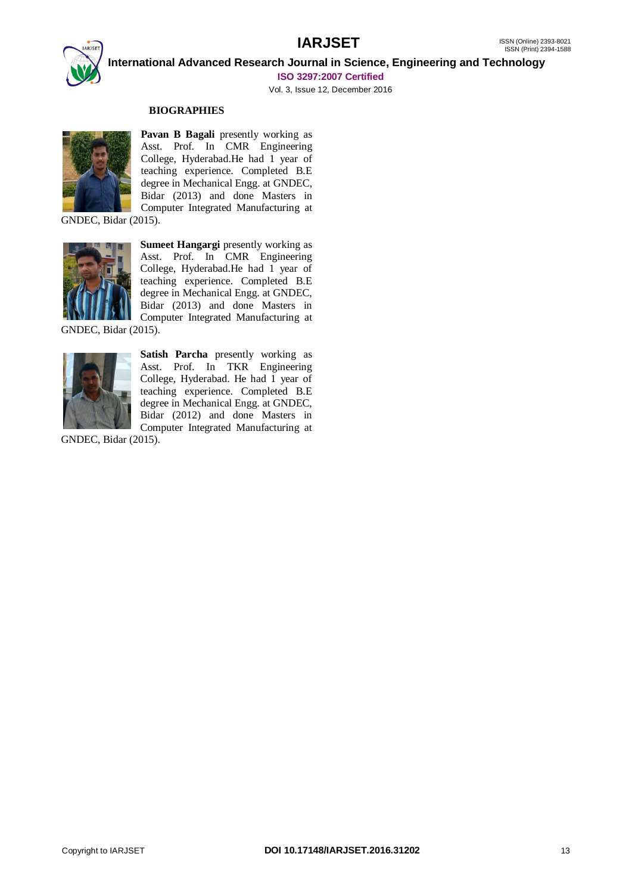## BIOGRAPHIES

**Pavan B Bagali** presently working as Asst. Prof. In CMR Engineering College, Hyderabad.He had 1 year of teaching experience. Completed B.E degree in Mechanical Engg. at GNDEC, Bidar (2013) and done Masters in Computer Integrated Manufacturing at GNDEC, Bidar (2015).

**Sumeet Hangargi** presently working as Asst. Prof. In CMR Engineering College, Hyderabad.He had 1 year of teaching experience. Completed B.E degree in Mechanical Engg. at GNDEC, Bidar (2013) and done Masters in Computer Integrated Manufacturing at GNDEC, Bidar (2015).

**Satish Parcha** presently working as Asst. Prof. In TKR Engineering College, Hyderabad. He had 1 year of teaching experience. Completed B.E degree in Mechanical Engg. at GNDEC, Bidar (2012) and done Masters in Computer Integrated Manufacturing at GNDEC, Bidar (2015).